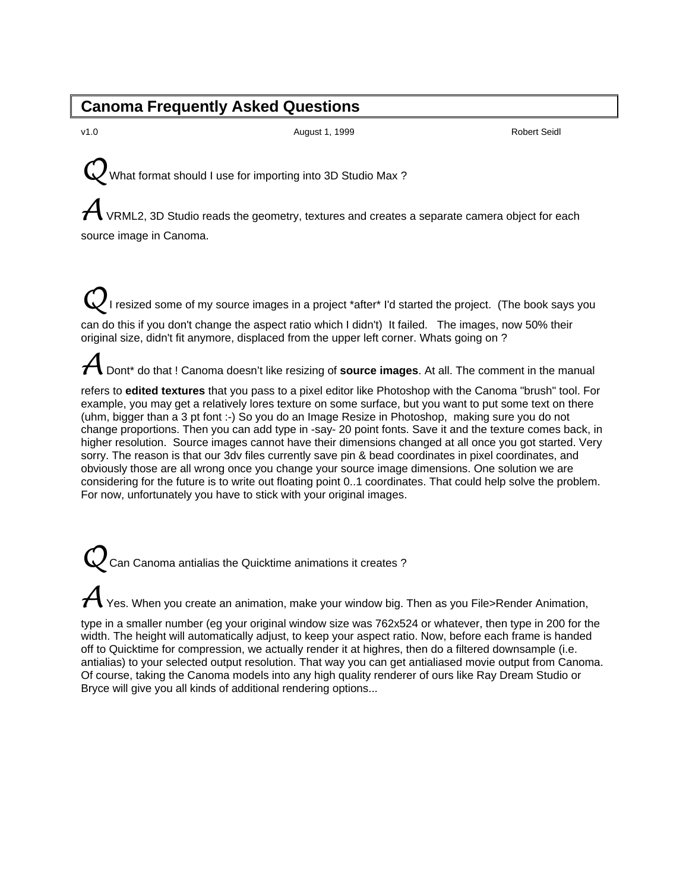# Canoma Frequently Asked Questions

v1.0 August 1, 1999 Robert Seidl

**Q** What format should I use for importing into 3D Studio Max ?

**A** VRML2, 3D Studio reads the geometry, textures and creates a separate camera object for each source image in Canoma.

**Q** I resized some of my source images in a project *after* I'd started the project. (The book says you can do this if you don't change the aspect ratio which I didn't) It failed. The images, now 50% their original size, didn't fit anymore, displaced from the upper left corner. Whats going on ?

**A** Dont* do that ! Canoma doesn't like resizing of **source images**. At all. The comment in the manual refers to **edited textures** that you pass to a pixel editor like Photoshop with the Canoma "brush" tool. For example, you may get a relatively lores texture on some surface, but you want to put some text on there (uhm, bigger than a 3 pt font :-) So you do an Image Resize in Photoshop, making sure you do not change proportions. Then you can add type in -say- 20 point fonts. Save it and the texture comes back, in higher resolution. Source images cannot have their dimensions changed at all once you got started. Very sorry. The reason is that our 3dv files currently save pin & bead coordinates in pixel coordinates, and obviously those are all wrong once you change your source image dimensions. One solution we are considering for the future is to write out floating point 0..1 coordinates. That could help solve the problem. For now, unfortunately you have to stick with your original images.

**Q** Can Canoma antialias the Quicktime animations it creates ?

**A** Yes. When you create an animation, make your window big. Then as you File>Render Animation, type in a smaller number (eg your original window size was 762x524 or whatever, then type in 200 for the width. The height will automatically adjust, to keep your aspect ratio. Now, before each frame is handed off to Quicktime for compression, we actually render it at highres, then do a filtered downsample (i.e. antialias) to your selected output resolution. That way you can get antialiased movie output from Canoma. Of course, taking the Canoma models into any high quality renderer of ours like Ray Dream Studio or Bryce will give you all kinds of additional rendering options...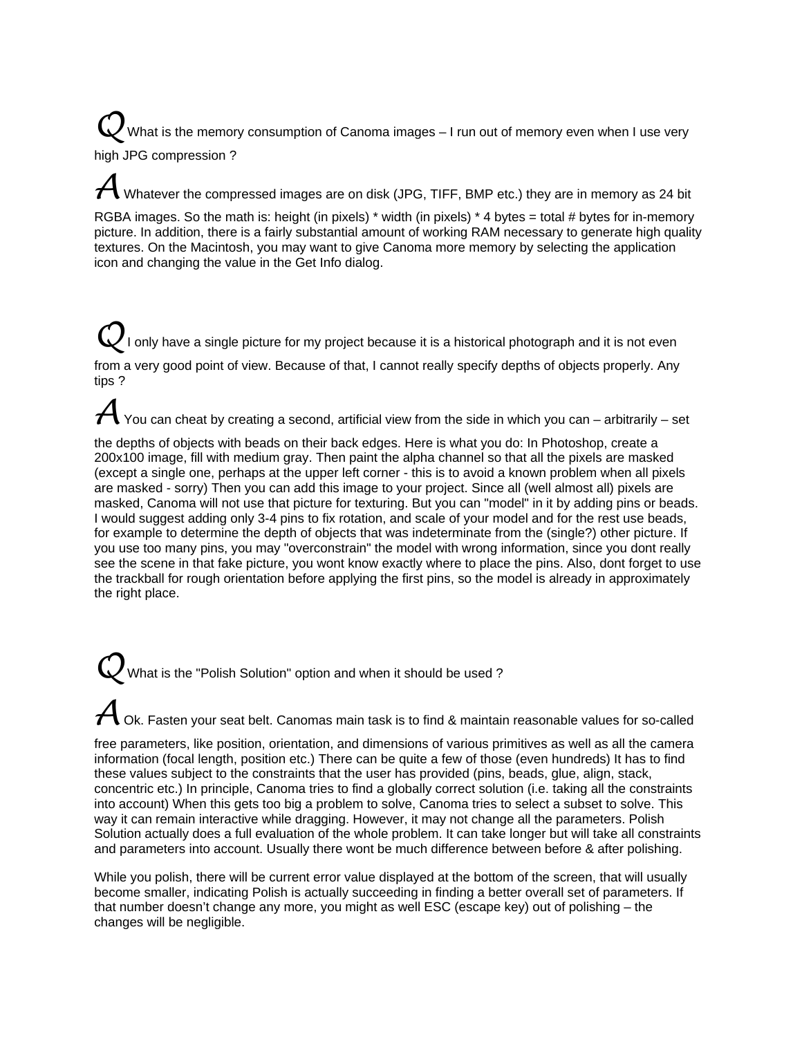**Q** What is the memory consumption of Canoma images – I run out of memory even when I use very high JPG compression ?

**A** Whatever the compressed images are on disk (JPG, TIFF, BMP etc.) they are in memory as 24 bit RGBA images. So the math is: height (in pixels) * width (in pixels) * 4 bytes = total # bytes for in-memory picture. In addition, there is a fairly substantial amount of working RAM necessary to generate high quality textures. On the Macintosh, you may want to give Canoma more memory by selecting the application icon and changing the value in the Get Info dialog.

**Q** I only have a single picture for my project because it is a historical photograph and it is not even from a very good point of view. Because of that, I cannot really specify depths of objects properly. Any tips ?

**A** You can cheat by creating a second, artificial view from the side in which you can – arbitrarily – set the depths of objects with beads on their back edges. Here is what you do: In Photoshop, create a 200x100 image, fill with medium gray. Then paint the alpha channel so that all the pixels are masked (except a single one, perhaps at the upper left corner - this is to avoid a known problem when all pixels are masked - sorry) Then you can add this image to your project. Since all (well almost all) pixels are masked, Canoma will not use that picture for texturing. But you can "model" in it by adding pins or beads. I would suggest adding only 3-4 pins to fix rotation, and scale of your model and for the rest use beads, for example to determine the depth of objects that was indeterminate from the (single?) other picture. If you use too many pins, you may "overconstrain" the model with wrong information, since you dont really see the scene in that fake picture, you wont know exactly where to place the pins. Also, dont forget to use the trackball for rough orientation before applying the first pins, so the model is already in approximately the right place.

**Q** What is the "Polish Solution" option and when it should be used ?

**A** Ok. Fasten your seat belt. Canomas main task is to find & maintain reasonable values for so-called free parameters, like position, orientation, and dimensions of various primitives as well as all the camera information (focal length, position etc.) There can be quite a few of those (even hundreds) It has to find these values subject to the constraints that the user has provided (pins, beads, glue, align, stack, concentric etc.) In principle, Canoma tries to find a globally correct solution (i.e. taking all the constraints into account) When this gets too big a problem to solve, Canoma tries to select a subset to solve. This way it can remain interactive while dragging. However, it may not change all the parameters. Polish Solution actually does a full evaluation of the whole problem. It can take longer but will take all constraints and parameters into account. Usually there wont be much difference between before & after polishing.

While you polish, there will be current error value displayed at the bottom of the screen, that will usually become smaller, indicating Polish is actually succeeding in finding a better overall set of parameters. If that number doesn't change any more, you might as well ESC (escape key) out of polishing – the changes will be negligible.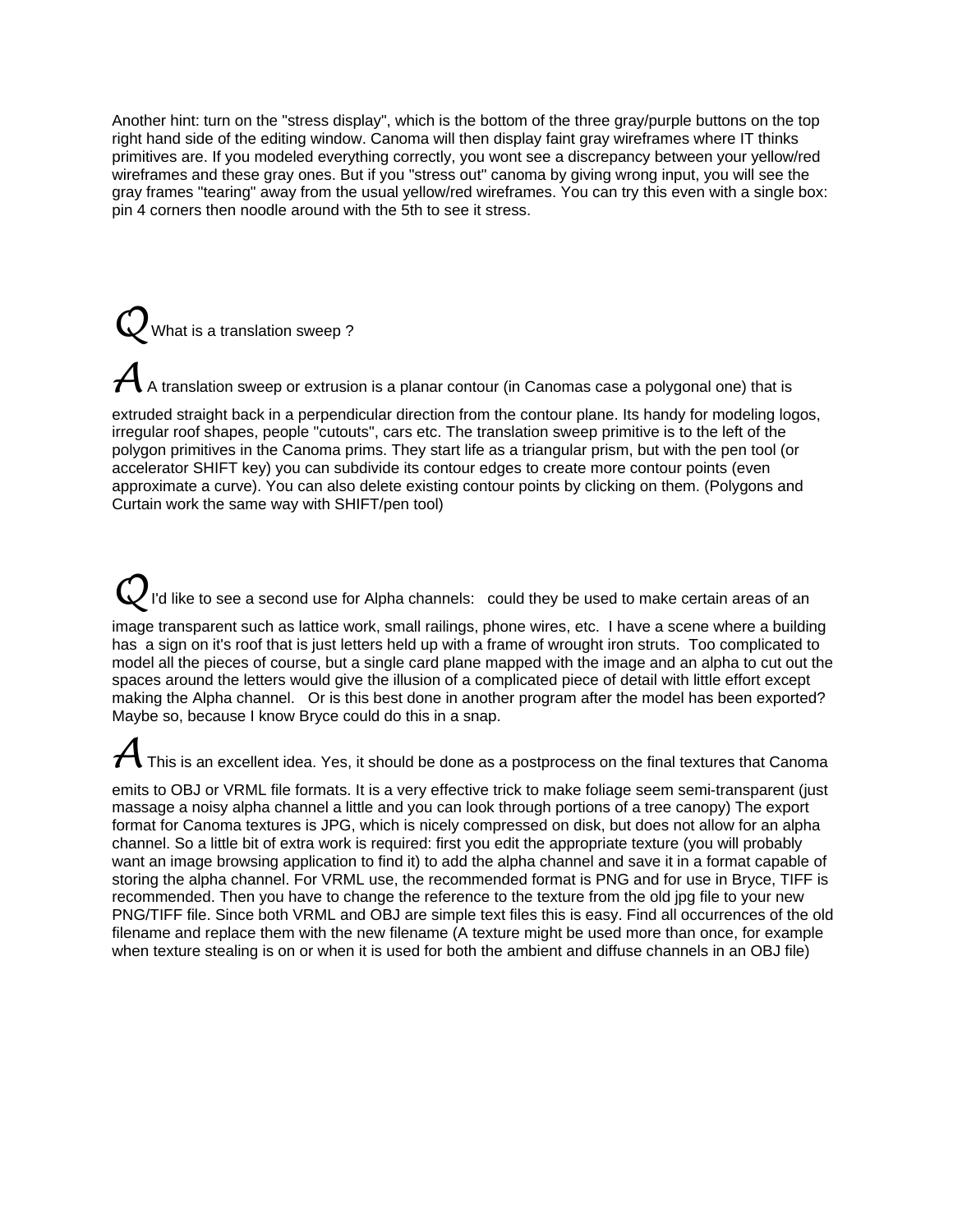Another hint: turn on the "stress display", which is the bottom of the three gray/purple buttons on the top right hand side of the editing window. Canoma will then display faint gray wireframes where IT thinks primitives are. If you modeled everything correctly, you wont see a discrepancy between your yellow/red wireframes and these gray ones. But if you "stress out" canoma by giving wrong input, you will see the gray frames "tearing" away from the usual yellow/red wireframes. You can try this even with a single box: pin 4 corners then noodle around with the 5th to see it stress.

**Q** What is a translation sweep ?

**A** A translation sweep or extrusion is a planar contour (in Canomas case a polygonal one) that is extruded straight back in a perpendicular direction from the contour plane. Its handy for modeling logos, irregular roof shapes, people "cutouts", cars etc. The translation sweep primitive is to the left of the polygon primitives in the Canoma prims. They start life as a triangular prism, but with the pen tool (or accelerator SHIFT key) you can subdivide its contour edges to create more contour points (even approximate a curve). You can also delete existing contour points by clicking on them. (Polygons and Curtain work the same way with SHIFT/pen tool)

**Q** I'd like to see a second use for Alpha channels: could they be used to make certain areas of an image transparent such as lattice work, small railings, phone wires, etc. I have a scene where a building has a sign on it's roof that is just letters held up with a frame of wrought iron struts. Too complicated to model all the pieces of course, but a single card plane mapped with the image and an alpha to cut out the spaces around the letters would give the illusion of a complicated piece of detail with little effort except making the Alpha channel. Or is this best done in another program after the model has been exported? Maybe so, because I know Bryce could do this in a snap.

**A** This is an excellent idea. Yes, it should be done as a postprocess on the final textures that Canoma emits to OBJ or VRML file formats. It is a very effective trick to make foliage seem semi-transparent (just massage a noisy alpha channel a little and you can look through portions of a tree canopy) The export format for Canoma textures is JPG, which is nicely compressed on disk, but does not allow for an alpha channel. So a little bit of extra work is required: first you edit the appropriate texture (you will probably want an image browsing application to find it) to add the alpha channel and save it in a format capable of storing the alpha channel. For VRML use, the recommended format is PNG and for use in Bryce, TIFF is recommended. Then you have to change the reference to the texture from the old jpg file to your new PNG/TIFF file. Since both VRML and OBJ are simple text files this is easy. Find all occurrences of the old filename and replace them with the new filename (A texture might be used more than once, for example when texture stealing is on or when it is used for both the ambient and diffuse channels in an OBJ file)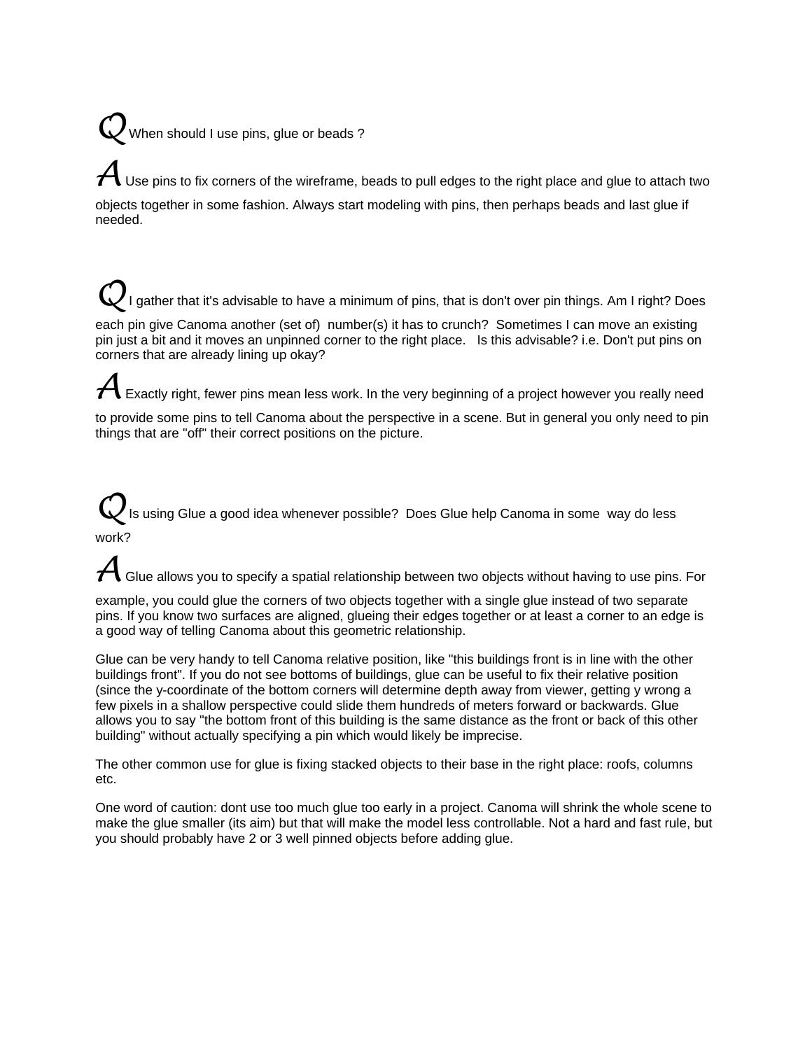**Q** When should I use pins, glue or beads ?

**A** Use pins to fix corners of the wireframe, beads to pull edges to the right place and glue to attach two objects together in some fashion. Always start modeling with pins, then perhaps beads and last glue if needed.

**Q** I gather that it's advisable to have a minimum of pins, that is don't over pin things. Am I right? Does each pin give Canoma another (set of) number(s) it has to crunch? Sometimes I can move an existing pin just a bit and it moves an unpinned corner to the right place. Is this advisable? i.e. Don't put pins on corners that are already lining up okay?

**A** Exactly right, fewer pins mean less work. In the very beginning of a project however you really need to provide some pins to tell Canoma about the perspective in a scene. But in general you only need to pin things that are "off" their correct positions on the picture.

**Q** Is using Glue a good idea whenever possible? Does Glue help Canoma in some way do less work?

**A** Glue allows you to specify a spatial relationship between two objects without having to use pins. For example, you could glue the corners of two objects together with a single glue instead of two separate pins. If you know two surfaces are aligned, glueing their edges together or at least a corner to an edge is a good way of telling Canoma about this geometric relationship.

Glue can be very handy to tell Canoma relative position, like "this buildings front is in line with the other buildings front". If you do not see bottoms of buildings, glue can be useful to fix their relative position (since the y-coordinate of the bottom corners will determine depth away from viewer, getting y wrong a few pixels in a shallow perspective could slide them hundreds of meters forward or backwards. Glue allows you to say "the bottom front of this building is the same distance as the front or back of this other building" without actually specifying a pin which would likely be imprecise.

The other common use for glue is fixing stacked objects to their base in the right place: roofs, columns etc.

One word of caution: dont use too much glue too early in a project. Canoma will shrink the whole scene to make the glue smaller (its aim) but that will make the model less controllable. Not a hard and fast rule, but you should probably have 2 or 3 well pinned objects before adding glue.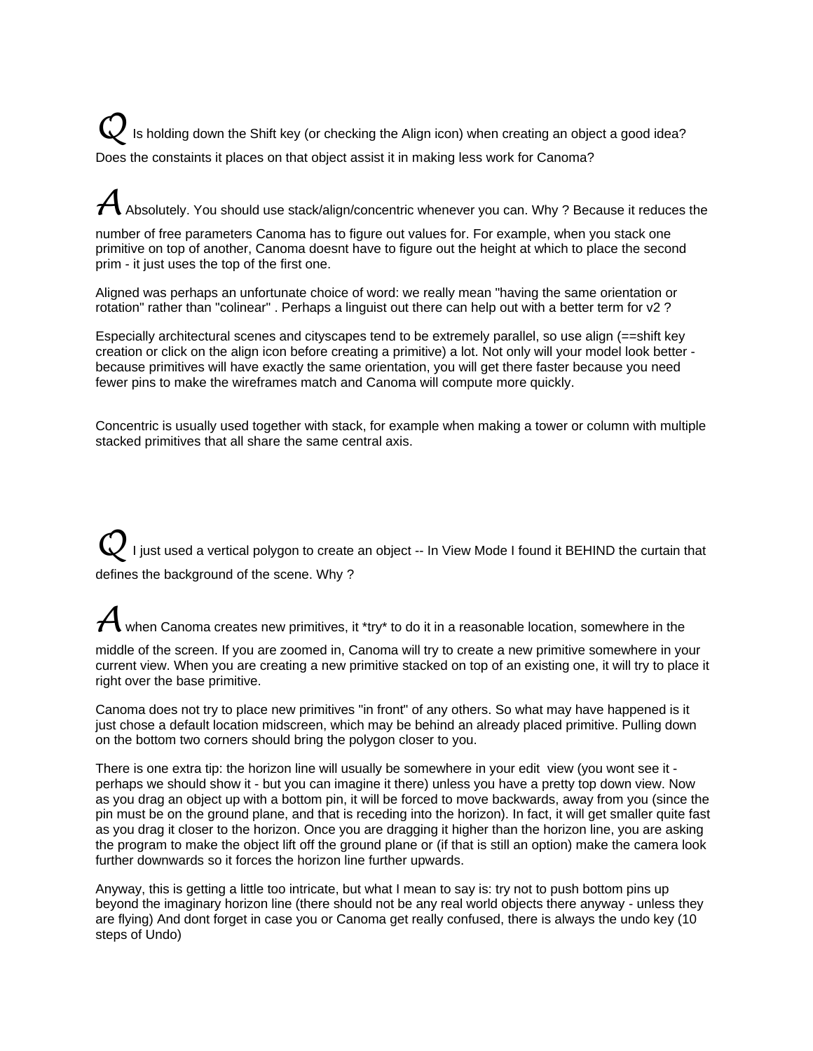**Q** Is holding down the Shift key (or checking the Align icon) when creating an object a good idea? Does the constaints it places on that object assist it in making less work for Canoma?

**A** Absolutely. You should use stack/align/concentric whenever you can. Why ? Because it reduces the number of free parameters Canoma has to figure out values for. For example, when you stack one primitive on top of another, Canoma doesnt have to figure out the height at which to place the second prim - it just uses the top of the first one.

Aligned was perhaps an unfortunate choice of word: we really mean "having the same orientation or rotation" rather than "colinear" . Perhaps a linguist out there can help out with a better term for v2 ?

Especially architectural scenes and cityscapes tend to be extremely parallel, so use align (==shift key creation or click on the align icon before creating a primitive) a lot. Not only will your model look better - because primitives will have exactly the same orientation, you will get there faster because you need fewer pins to make the wireframes match and Canoma will compute more quickly.

Concentric is usually used together with stack, for example when making a tower or column with multiple stacked primitives that all share the same central axis.

**Q** I just used a vertical polygon to create an object -- In View Mode I found it BEHIND the curtain that defines the background of the scene. Why ?

**A** when Canoma creates new primitives, it *try* to do it in a reasonable location, somewhere in the middle of the screen. If you are zoomed in, Canoma will try to create a new primitive somewhere in your current view. When you are creating a new primitive stacked on top of an existing one, it will try to place it right over the base primitive.

Canoma does not try to place new primitives "in front" of any others. So what may have happened is it just chose a default location midscreen, which may be behind an already placed primitive. Pulling down on the bottom two corners should bring the polygon closer to you.

There is one extra tip: the horizon line will usually be somewhere in your edit view (you wont see it - perhaps we should show it - but you can imagine it there) unless you have a pretty top down view. Now as you drag an object up with a bottom pin, it will be forced to move backwards, away from you (since the pin must be on the ground plane, and that is receding into the horizon). In fact, it will get smaller quite fast as you drag it closer to the horizon. Once you are dragging it higher than the horizon line, you are asking the program to make the object lift off the ground plane or (if that is still an option) make the camera look further downwards so it forces the horizon line further upwards.

Anyway, this is getting a little too intricate, but what I mean to say is: try not to push bottom pins up beyond the imaginary horizon line (there should not be any real world objects there anyway - unless they are flying) And dont forget in case you or Canoma get really confused, there is always the undo key (10 steps of Undo)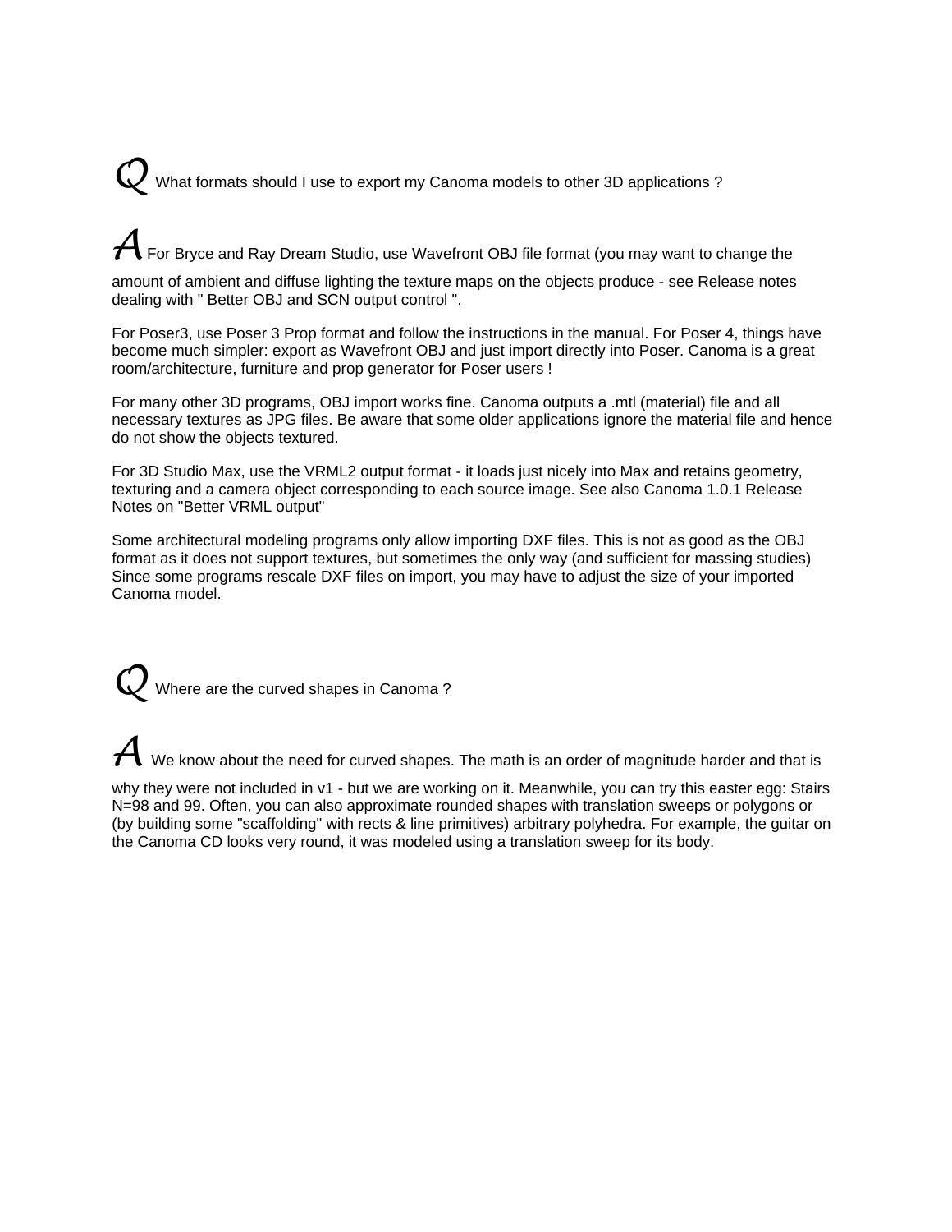**Q** What formats should I use to export my Canoma models to other 3D applications ?

**A** For Bryce and Ray Dream Studio, use Wavefront OBJ file format (you may want to change the amount of ambient and diffuse lighting the texture maps on the objects produce - see Release notes dealing with " Better OBJ and SCN output control ".

For Poser3, use Poser 3 Prop format and follow the instructions in the manual. For Poser 4, things have become much simpler: export as Wavefront OBJ and just import directly into Poser. Canoma is a great room/architecture, furniture and prop generator for Poser users !

For many other 3D programs, OBJ import works fine. Canoma outputs a .mtl (material) file and all necessary textures as JPG files. Be aware that some older applications ignore the material file and hence do not show the objects textured.

For 3D Studio Max, use the VRML2 output format - it loads just nicely into Max and retains geometry, texturing and a camera object corresponding to each source image. See also Canoma 1.0.1 Release Notes on "Better VRML output"

Some architectural modeling programs only allow importing DXF files. This is not as good as the OBJ format as it does not support textures, but sometimes the only way (and sufficient for massing studies) Since some programs rescale DXF files on import, you may have to adjust the size of your imported Canoma model.

**Q** Where are the curved shapes in Canoma ?

**A** We know about the need for curved shapes. The math is an order of magnitude harder and that is why they were not included in v1 - but we are working on it. Meanwhile, you can try this easter egg: Stairs N=98 and 99. Often, you can also approximate rounded shapes with translation sweeps or polygons or (by building some "scaffolding" with rects & line primitives) arbitrary polyhedra. For example, the guitar on the Canoma CD looks very round, it was modeled using a translation sweep for its body.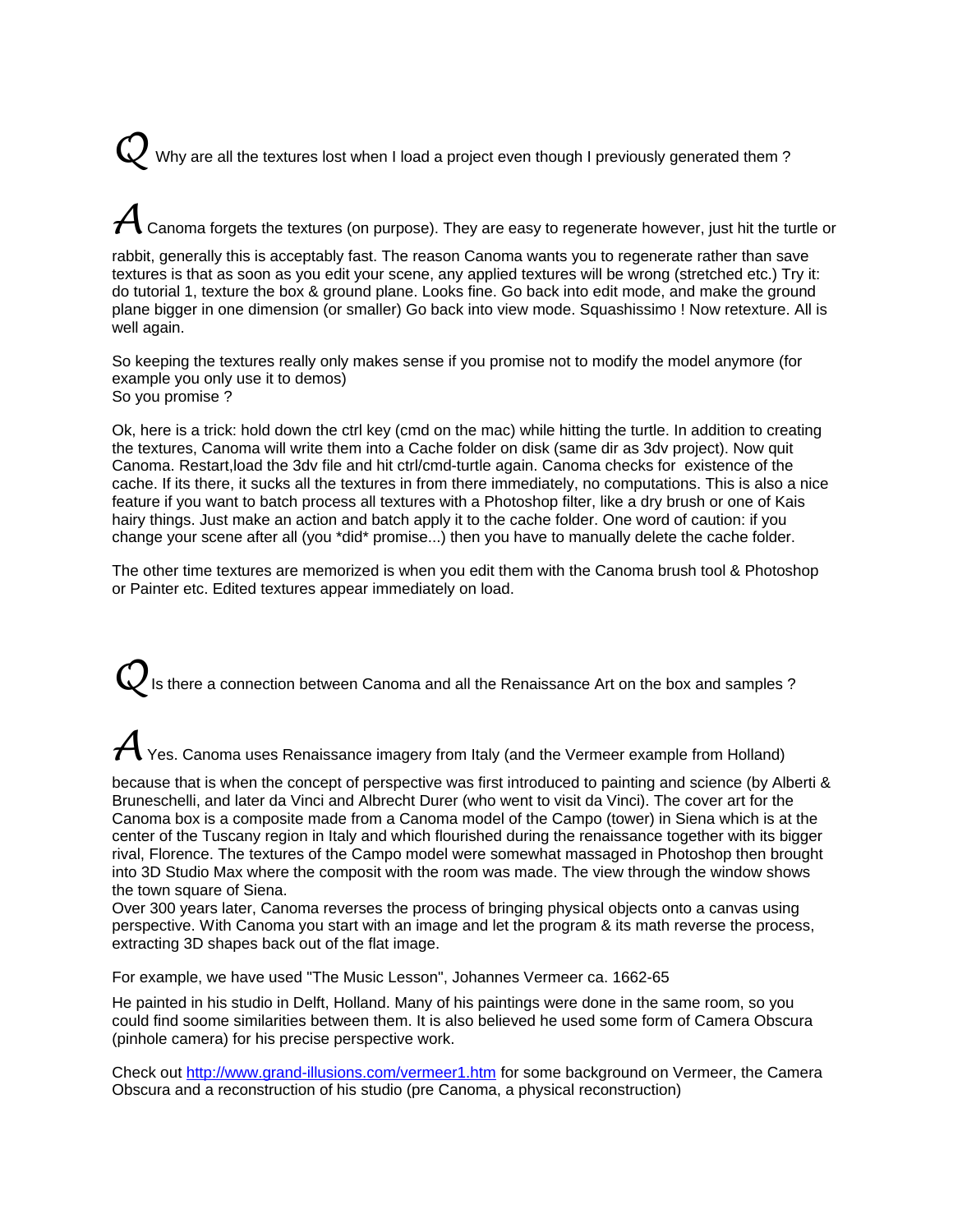*Q* Why are all the textures lost when I load a project even though I previously generated them ?

*A* Canoma forgets the textures (on purpose). They are easy to regenerate however, just hit the turtle or rabbit, generally this is acceptably fast. The reason Canoma wants you to regenerate rather than save textures is that as soon as you edit your scene, any applied textures will be wrong (stretched etc.) Try it: do tutorial 1, texture the box & ground plane. Looks fine. Go back into edit mode, and make the ground plane bigger in one dimension (or smaller) Go back into view mode. Squashissimo ! Now retexture. All is well again.

So keeping the textures really only makes sense if you promise not to modify the model anymore (for example you only use it to demos)
So you promise ?

Ok, here is a trick: hold down the ctrl key (cmd on the mac) while hitting the turtle. In addition to creating the textures, Canoma will write them into a Cache folder on disk (same dir as 3dv project). Now quit Canoma. Restart,load the 3dv file and hit ctrl/cmd-turtle again. Canoma checks for existence of the cache. If its there, it sucks all the textures in from there immediately, no computations. This is also a nice feature if you want to batch process all textures with a Photoshop filter, like a dry brush or one of Kais hairy things. Just make an action and batch apply it to the cache folder. One word of caution: if you change your scene after all (you *did* promise...) then you have to manually delete the cache folder.

The other time textures are memorized is when you edit them with the Canoma brush tool & Photoshop or Painter etc. Edited textures appear immediately on load.

*Q* Is there a connection between Canoma and all the Renaissance Art on the box and samples ?

*A* Yes. Canoma uses Renaissance imagery from Italy (and the Vermeer example from Holland) because that is when the concept of perspective was first introduced to painting and science (by Alberti & Bruneschelli, and later da Vinci and Albrecht Durer (who went to visit da Vinci). The cover art for the Canoma box is a composite made from a Canoma model of the Campo (tower) in Siena which is at the center of the Tuscany region in Italy and which flourished during the renaissance together with its bigger rival, Florence. The textures of the Campo model were somewhat massaged in Photoshop then brought into 3D Studio Max where the composit with the room was made. The view through the window shows the town square of Siena.
Over 300 years later, Canoma reverses the process of bringing physical objects onto a canvas using perspective. With Canoma you start with an image and let the program & its math reverse the process, extracting 3D shapes back out of the flat image.

For example, we have used "The Music Lesson", Johannes Vermeer ca. 1662-65

He painted in his studio in Delft, Holland. Many of his paintings were done in the same room, so you could find soome similarities between them. It is also believed he used some form of Camera Obscura (pinhole camera) for his precise perspective work.

Check out [http://www.grand-illusions.com/vermeer1.htm](http://www.grand-illusions.com/vermeer1.htm) for some background on Vermeer, the Camera Obscura and a reconstruction of his studio (pre Canoma, a physical reconstruction)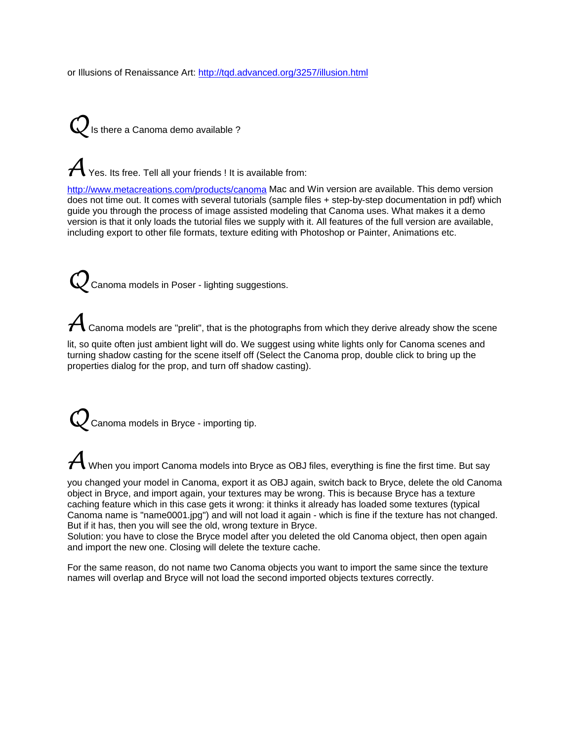or Illusions of Renaissance Art: http://tqd.advanced.org/3257/illusion.html

**Q** Is there a Canoma demo available ?

**A** Yes. Its free. Tell all your friends ! It is available from:

http://www.metacreations.com/products/canoma Mac and Win version are available. This demo version does not time out. It comes with several tutorials (sample files + step-by-step documentation in pdf) which guide you through the process of image assisted modeling that Canoma uses. What makes it a demo version is that it only loads the tutorial files we supply with it. All features of the full version are available, including export to other file formats, texture editing with Photoshop or Painter, Animations etc.

**Q** Canoma models in Poser - lighting suggestions.

**A** Canoma models are "prelit", that is the photographs from which they derive already show the scene lit, so quite often just ambient light will do. We suggest using white lights only for Canoma scenes and turning shadow casting for the scene itself off (Select the Canoma prop, double click to bring up the properties dialog for the prop, and turn off shadow casting).

**Q** Canoma models in Bryce - importing tip.

**A** When you import Canoma models into Bryce as OBJ files, everything is fine the first time. But say you changed your model in Canoma, export it as OBJ again, switch back to Bryce, delete the old Canoma object in Bryce, and import again, your textures may be wrong. This is because Bryce has a texture caching feature which in this case gets it wrong: it thinks it already has loaded some textures (typical Canoma name is "name0001.jpg") and will not load it again - which is fine if the texture has not changed. But if it has, then you will see the old, wrong texture in Bryce.
Solution: you have to close the Bryce model after you deleted the old Canoma object, then open again and import the new one. Closing will delete the texture cache.

For the same reason, do not name two Canoma objects you want to import the same since the texture names will overlap and Bryce will not load the second imported objects textures correctly.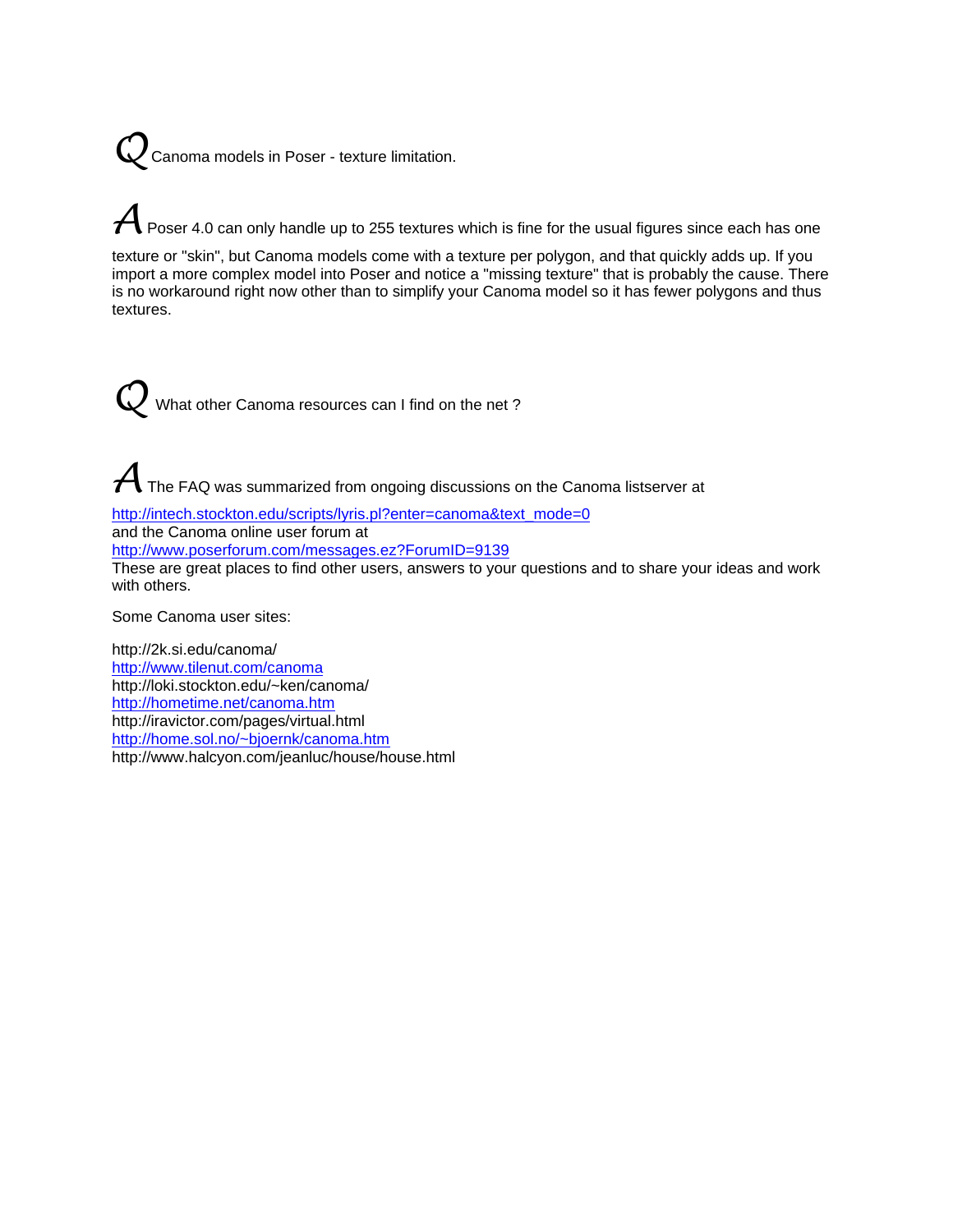**Q** Canoma models in Poser - texture limitation.

**A** Poser 4.0 can only handle up to 255 textures which is fine for the usual figures since each has one texture or "skin", but Canoma models come with a texture per polygon, and that quickly adds up. If you import a more complex model into Poser and notice a "missing texture" that is probably the cause. There is no workaround right now other than to simplify your Canoma model so it has fewer polygons and thus textures.

**Q** What other Canoma resources can I find on the net ?

**A** The FAQ was summarized from ongoing discussions on the Canoma listserver at
http://intech.stockton.edu/scripts/lyris.pl?enter=canoma&text_mode=0
and the Canoma online user forum at
http://www.poserforum.com/messages.ez?ForumID=9139
These are great places to find other users, answers to your questions and to share your ideas and work with others.

Some Canoma user sites:

http://2k.si.edu/canoma/
http://www.tilenut.com/canoma
http://loki.stockton.edu/~ken/canoma/
http://hometime.net/canoma.htm
http://iravictor.com/pages/virtual.html
http://home.sol.no/~bjoernk/canoma.htm
http://www.halcyon.com/jeanluc/house/house.html